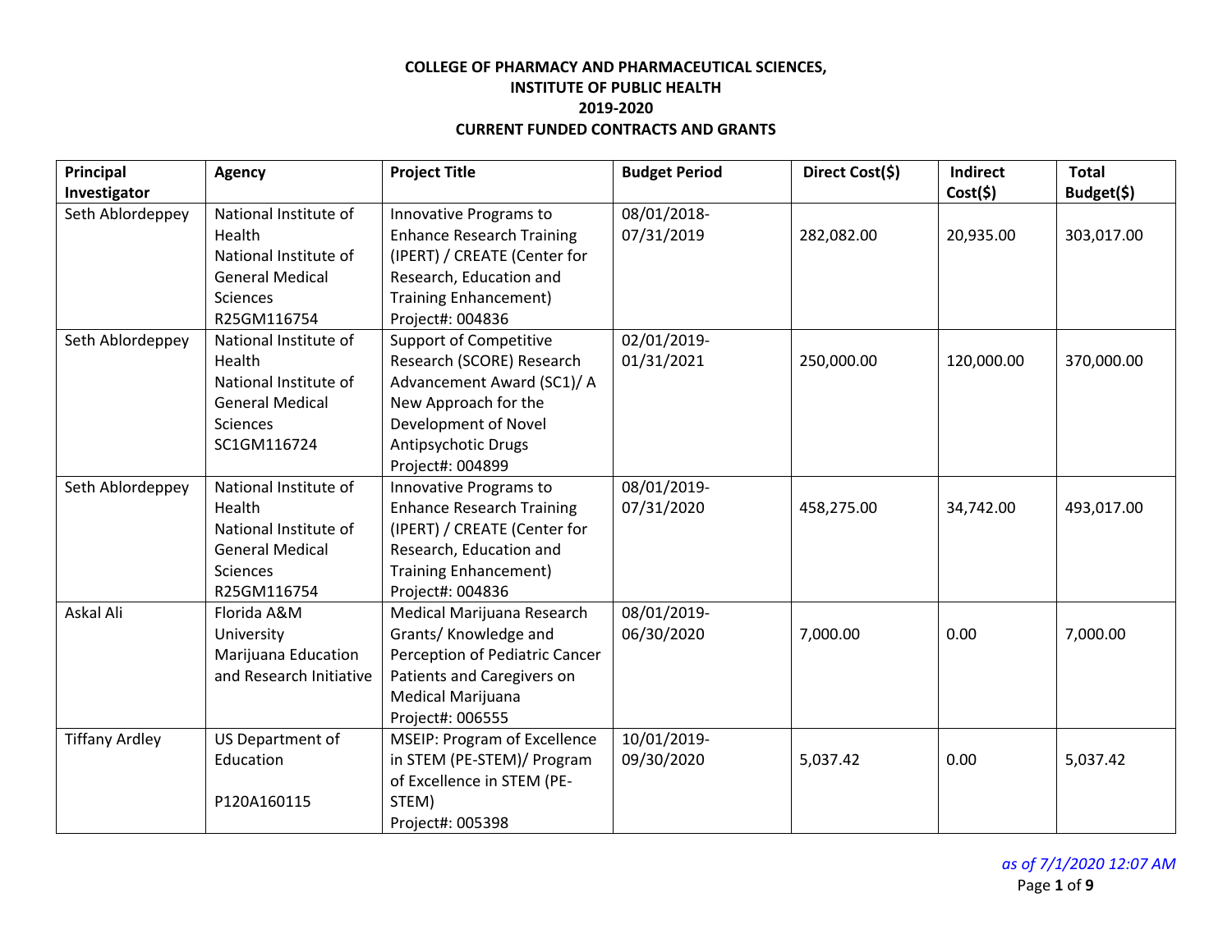**COLLEGE OF PHARMACY AND PHARMACEUTICAL SCIENCES,**
**INSTITUTE OF PUBLIC HEALTH**
**2019-2020**
**CURRENT FUNDED CONTRACTS AND GRANTS**

| Principal Investigator | Agency | Project Title | Budget Period | Direct Cost($) | Indirect Cost($) | Total Budget($) |
|---|---|---|---|---|---|---|
| Seth Ablordeppey | National Institute of Health National Institute of General Medical Sciences R25GM116754 | Innovative Programs to Enhance Research Training (IPERT) / CREATE (Center for Research, Education and Training Enhancement) Project#: 004836 | 08/01/2018-07/31/2019 | 282,082.00 | 20,935.00 | 303,017.00 |
| Seth Ablordeppey | National Institute of Health National Institute of General Medical Sciences SC1GM116724 | Support of Competitive Research (SCORE) Research Advancement Award (SC1)/ A New Approach for the Development of Novel Antipsychotic Drugs Project#: 004899 | 02/01/2019-01/31/2021 | 250,000.00 | 120,000.00 | 370,000.00 |
| Seth Ablordeppey | National Institute of Health National Institute of General Medical Sciences R25GM116754 | Innovative Programs to Enhance Research Training (IPERT) / CREATE (Center for Research, Education and Training Enhancement) Project#: 004836 | 08/01/2019-07/31/2020 | 458,275.00 | 34,742.00 | 493,017.00 |
| Askal Ali | Florida A&M University Marijuana Education and Research Initiative | Medical Marijuana Research Grants/ Knowledge and Perception of Pediatric Cancer Patients and Caregivers on Medical Marijuana Project#: 006555 | 08/01/2019-06/30/2020 | 7,000.00 | 0.00 | 7,000.00 |
| Tiffany Ardley | US Department of Education P120A160115 | MSEIP: Program of Excellence in STEM (PE-STEM)/ Program of Excellence in STEM (PE-STEM) Project#: 005398 | 10/01/2019-09/30/2020 | 5,037.42 | 0.00 | 5,037.42 |

*as of 7/1/2020 12:07 AM*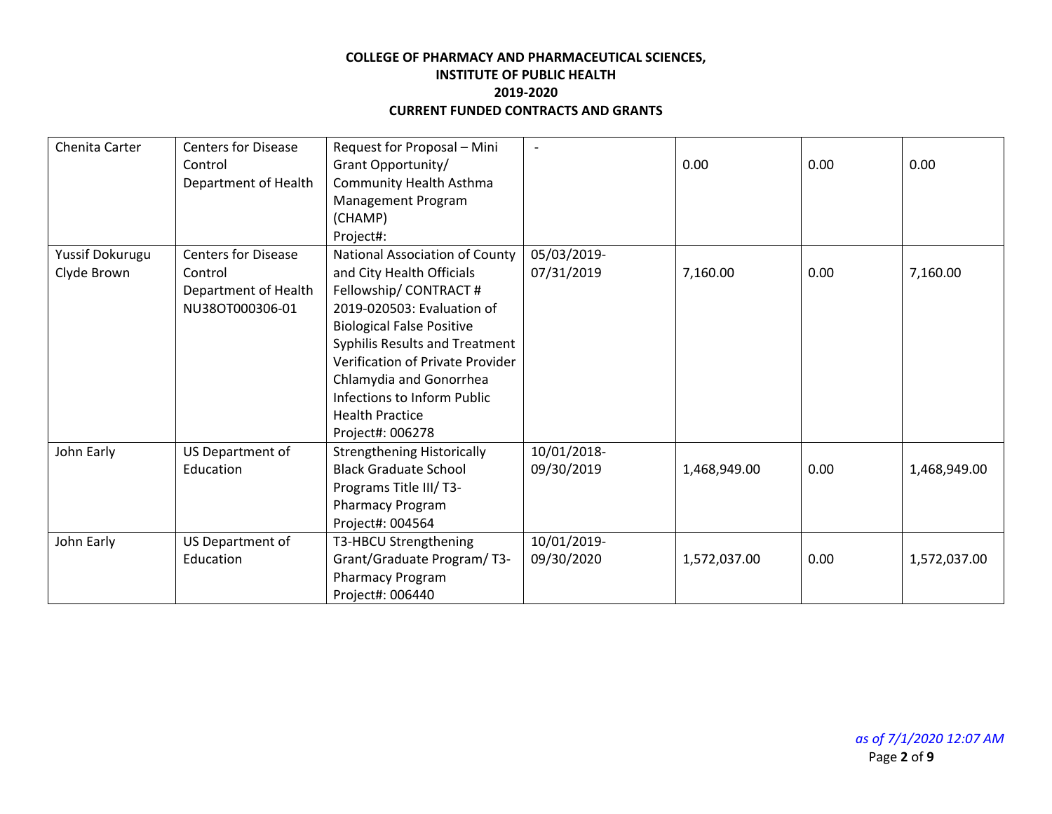**COLLEGE OF PHARMACY AND PHARMACEUTICAL SCIENCES,**
**INSTITUTE OF PUBLIC HEALTH**
**2019-2020**
**CURRENT FUNDED CONTRACTS AND GRANTS**

| | | | | | | |
|---|---|---|---|---|---|---|
| Chenita Carter | Centers for Disease Control Department of Health | Request for Proposal – Mini Grant Opportunity/ Community Health Asthma Management Program (CHAMP) Project#: | - | 0.00 | 0.00 | 0.00 |
| Yussif Dokurugu Clyde Brown | Centers for Disease Control Department of Health NU38OT000306-01 | National Association of County and City Health Officials Fellowship/ CONTRACT # 2019-020503: Evaluation of Biological False Positive Syphilis Results and Treatment Verification of Private Provider Chlamydia and Gonorrhea Infections to Inform Public Health Practice Project#: 006278 | 05/03/2019-07/31/2019 | 7,160.00 | 0.00 | 7,160.00 |
| John Early | US Department of Education | Strengthening Historically Black Graduate School Programs Title III/ T3-Pharmacy Program Project#: 004564 | 10/01/2018-09/30/2019 | 1,468,949.00 | 0.00 | 1,468,949.00 |
| John Early | US Department of Education | T3-HBCU Strengthening Grant/Graduate Program/ T3-Pharmacy Program Project#: 006440 | 10/01/2019-09/30/2020 | 1,572,037.00 | 0.00 | 1,572,037.00 |

*as of 7/1/2020 12:07 AM*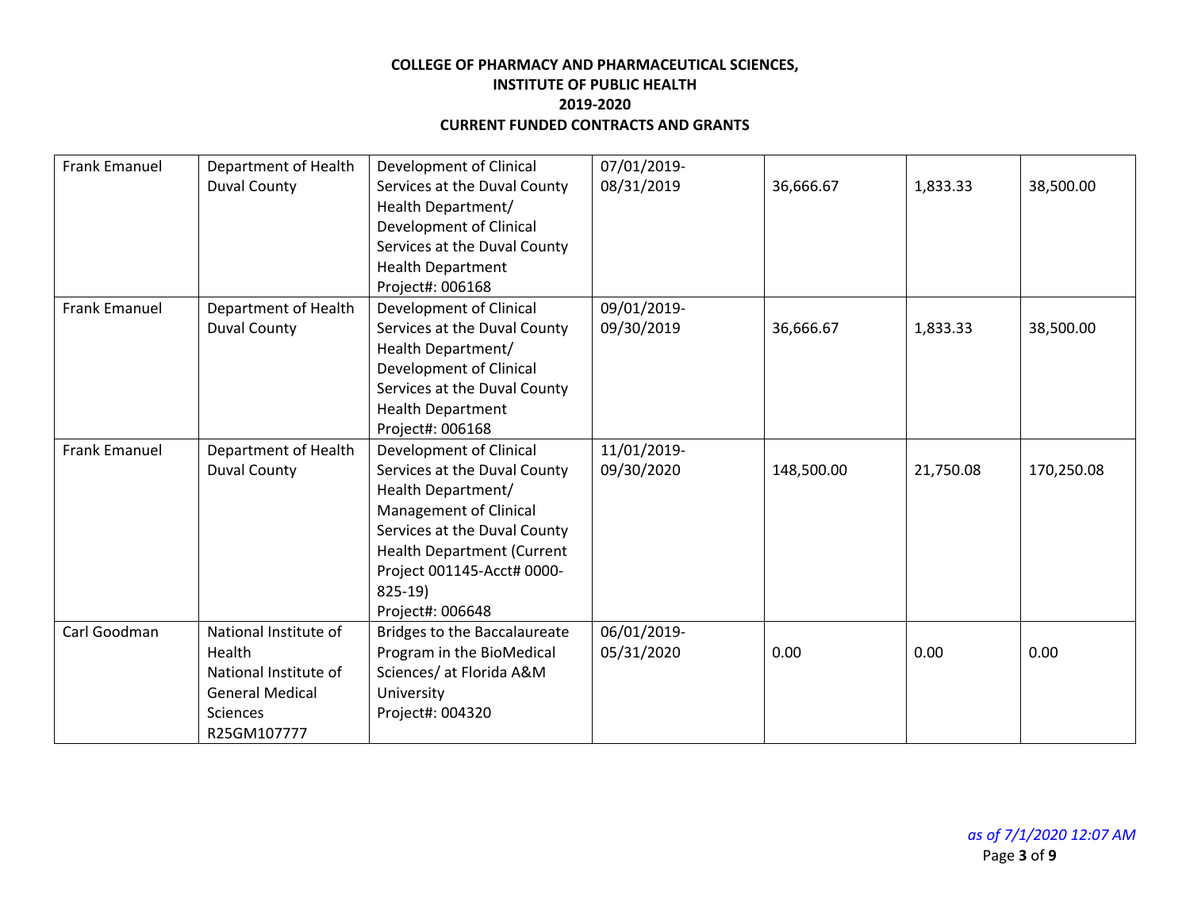**COLLEGE OF PHARMACY AND PHARMACEUTICAL SCIENCES,**
**INSTITUTE OF PUBLIC HEALTH**
**2019-2020**
**CURRENT FUNDED CONTRACTS AND GRANTS**

| | | | | | | |
|---|---|---|---|---|---|---|
| Frank Emanuel | Department of Health Duval County | Development of Clinical Services at the Duval County Health Department/ Development of Clinical Services at the Duval County Health Department Project#: 006168 | 07/01/2019-08/31/2019 | 36,666.67 | 1,833.33 | 38,500.00 |
| Frank Emanuel | Department of Health Duval County | Development of Clinical Services at the Duval County Health Department/ Development of Clinical Services at the Duval County Health Department Project#: 006168 | 09/01/2019-09/30/2019 | 36,666.67 | 1,833.33 | 38,500.00 |
| Frank Emanuel | Department of Health Duval County | Development of Clinical Services at the Duval County Health Department/ Management of Clinical Services at the Duval County Health Department (Current Project 001145-Acct# 0000-825-19) Project#: 006648 | 11/01/2019-09/30/2020 | 148,500.00 | 21,750.08 | 170,250.08 |
| Carl Goodman | National Institute of Health National Institute of General Medical Sciences R25GM107777 | Bridges to the Baccalaureate Program in the BioMedical Sciences/ at Florida A&M University Project#: 004320 | 06/01/2019-05/31/2020 | 0.00 | 0.00 | 0.00 |

*as of 7/1/2020 12:07 AM*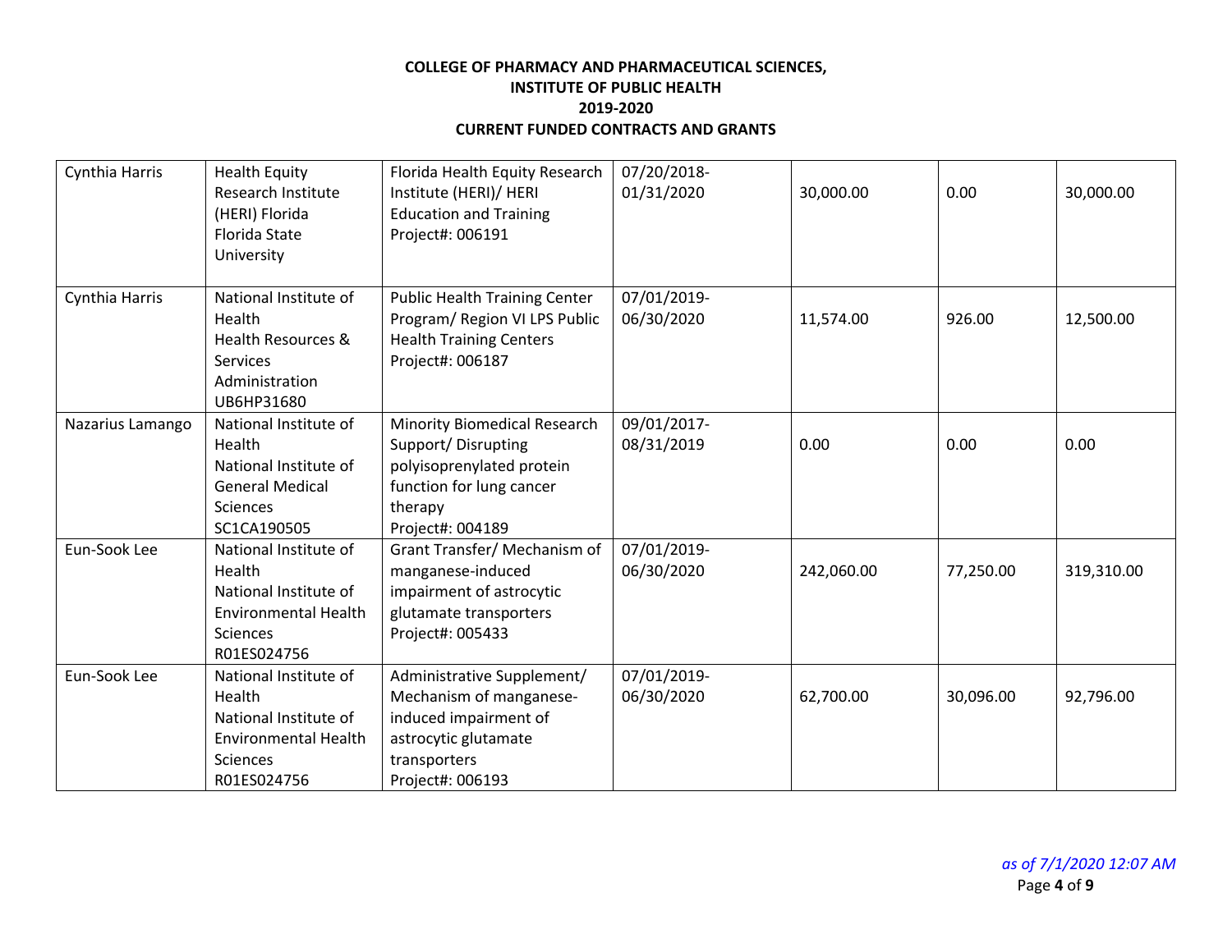**COLLEGE OF PHARMACY AND PHARMACEUTICAL SCIENCES,**
**INSTITUTE OF PUBLIC HEALTH**
**2019-2020**
**CURRENT FUNDED CONTRACTS AND GRANTS**

| | | | | | | |
|---|---|---|---|---|---|---|
| Cynthia Harris | Health Equity Research Institute (HERI) Florida Florida State University | Florida Health Equity Research Institute (HERI)/ HERI Education and Training Project#: 006191 | 07/20/2018-01/31/2020 | 30,000.00 | 0.00 | 30,000.00 |
| Cynthia Harris | National Institute of Health Health Resources & Services Administration UB6HP31680 | Public Health Training Center Program/ Region VI LPS Public Health Training Centers Project#: 006187 | 07/01/2019-06/30/2020 | 11,574.00 | 926.00 | 12,500.00 |
| Nazarius Lamango | National Institute of Health National Institute of General Medical Sciences SC1CA190505 | Minority Biomedical Research Support/ Disrupting polyisoprenylated protein function for lung cancer therapy Project#: 004189 | 09/01/2017-08/31/2019 | 0.00 | 0.00 | 0.00 |
| Eun-Sook Lee | National Institute of Health National Institute of Environmental Health Sciences R01ES024756 | Grant Transfer/ Mechanism of manganese-induced impairment of astrocytic glutamate transporters Project#: 005433 | 07/01/2019-06/30/2020 | 242,060.00 | 77,250.00 | 319,310.00 |
| Eun-Sook Lee | National Institute of Health National Institute of Environmental Health Sciences R01ES024756 | Administrative Supplement/ Mechanism of manganese-induced impairment of astrocytic glutamate transporters Project#: 006193 | 07/01/2019-06/30/2020 | 62,700.00 | 30,096.00 | 92,796.00 |

*as of 7/1/2020 12:07 AM*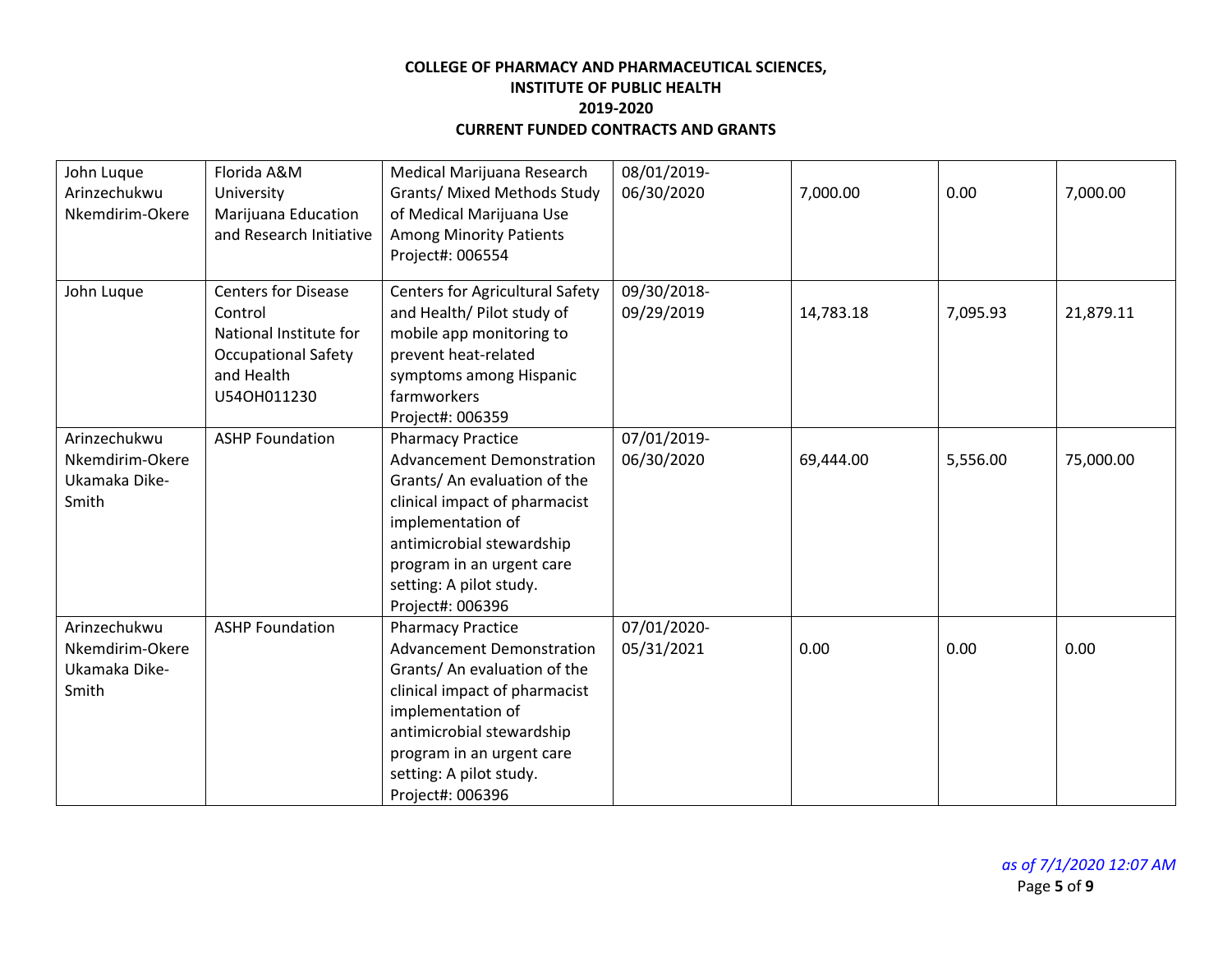**COLLEGE OF PHARMACY AND PHARMACEUTICAL SCIENCES,**
**INSTITUTE OF PUBLIC HEALTH**
**2019-2020**
**CURRENT FUNDED CONTRACTS AND GRANTS**

| | | | | | | |
|---|---|---|---|---|---|---|
| John Luque Arinzechukwu Nkemdirim-Okere | Florida A&M University Marijuana Education and Research Initiative | Medical Marijuana Research Grants/ Mixed Methods Study of Medical Marijuana Use Among Minority Patients Project#: 006554 | 08/01/2019-06/30/2020 | 7,000.00 | 0.00 | 7,000.00 |
| John Luque | Centers for Disease Control National Institute for Occupational Safety and Health U54OH011230 | Centers for Agricultural Safety and Health/ Pilot study of mobile app monitoring to prevent heat-related symptoms among Hispanic farmworkers Project#: 006359 | 09/30/2018-09/29/2019 | 14,783.18 | 7,095.93 | 21,879.11 |
| Arinzechukwu Nkemdirim-Okere Ukamaka Dike-Smith | ASHP Foundation | Pharmacy Practice Advancement Demonstration Grants/ An evaluation of the clinical impact of pharmacist implementation of antimicrobial stewardship program in an urgent care setting: A pilot study. Project#: 006396 | 07/01/2019-06/30/2020 | 69,444.00 | 5,556.00 | 75,000.00 |
| Arinzechukwu Nkemdirim-Okere Ukamaka Dike-Smith | ASHP Foundation | Pharmacy Practice Advancement Demonstration Grants/ An evaluation of the clinical impact of pharmacist implementation of antimicrobial stewardship program in an urgent care setting: A pilot study. Project#: 006396 | 07/01/2020-05/31/2021 | 0.00 | 0.00 | 0.00 |

*as of 7/1/2020 12:07 AM*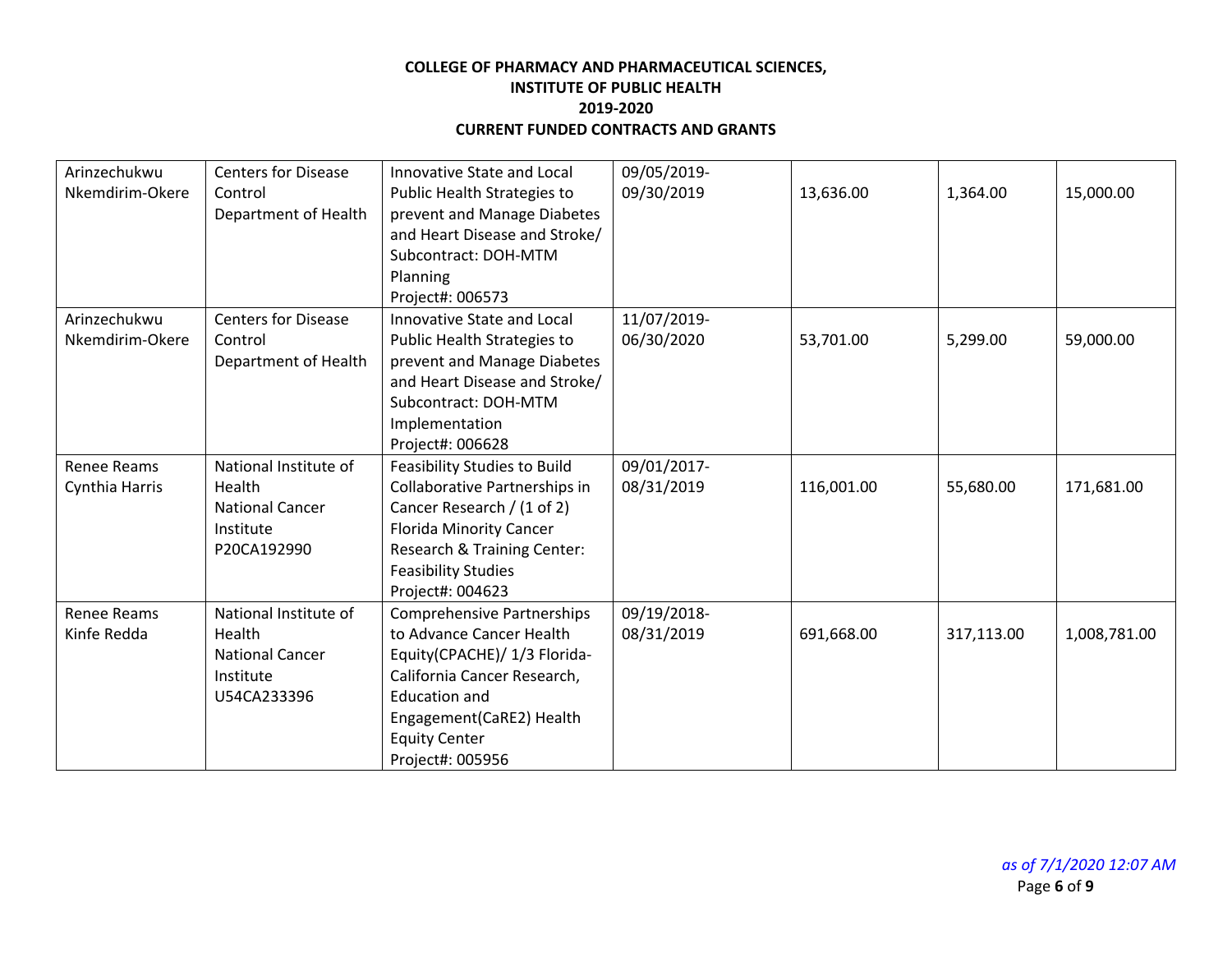**COLLEGE OF PHARMACY AND PHARMACEUTICAL SCIENCES,**
**INSTITUTE OF PUBLIC HEALTH**
**2019-2020**
**CURRENT FUNDED CONTRACTS AND GRANTS**

| | | | | | | |
|---|---|---|---|---|---|---|
| Arinzechukwu Nkemdirim-Okere | Centers for Disease Control Department of Health | Innovative State and Local Public Health Strategies to prevent and Manage Diabetes and Heart Disease and Stroke/ Subcontract: DOH-MTM Planning Project#: 006573 | 09/05/2019-09/30/2019 | 13,636.00 | 1,364.00 | 15,000.00 |
| Arinzechukwu Nkemdirim-Okere | Centers for Disease Control Department of Health | Innovative State and Local Public Health Strategies to prevent and Manage Diabetes and Heart Disease and Stroke/ Subcontract: DOH-MTM Implementation Project#: 006628 | 11/07/2019-06/30/2020 | 53,701.00 | 5,299.00 | 59,000.00 |
| Renee Reams Cynthia Harris | National Institute of Health National Cancer Institute P20CA192990 | Feasibility Studies to Build Collaborative Partnerships in Cancer Research / (1 of 2) Florida Minority Cancer Research & Training Center: Feasibility Studies Project#: 004623 | 09/01/2017-08/31/2019 | 116,001.00 | 55,680.00 | 171,681.00 |
| Renee Reams Kinfe Redda | National Institute of Health National Cancer Institute U54CA233396 | Comprehensive Partnerships to Advance Cancer Health Equity(CPACHE)/ 1/3 Florida-California Cancer Research, Education and Engagement(CaRE2) Health Equity Center Project#: 005956 | 09/19/2018-08/31/2019 | 691,668.00 | 317,113.00 | 1,008,781.00 |

*as of 7/1/2020 12:07 AM*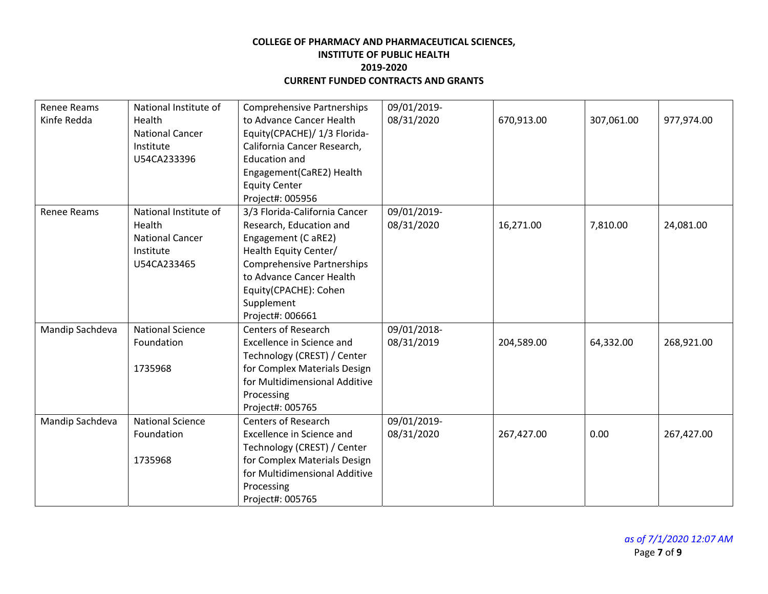**COLLEGE OF PHARMACY AND PHARMACEUTICAL SCIENCES,**
**INSTITUTE OF PUBLIC HEALTH**
**2019-2020**
**CURRENT FUNDED CONTRACTS AND GRANTS**

| | | | | | | |
|---|---|---|---|---|---|---|
| Renee Reams<br>Kinfe Redda | National Institute of Health<br>National Cancer Institute<br>U54CA233396 | Comprehensive Partnerships to Advance Cancer Health Equity(CPACHE)/ 1/3 Florida-California Cancer Research, Education and Engagement(CaRE2) Health Equity Center<br>Project#: 005956 | 09/01/2019-08/31/2020 | 670,913.00 | 307,061.00 | 977,974.00 |
| Renee Reams | National Institute of Health<br>National Cancer Institute<br>U54CA233465 | 3/3 Florida-California Cancer Research, Education and Engagement (C aRE2) Health Equity Center/ Comprehensive Partnerships to Advance Cancer Health Equity(CPACHE): Cohen Supplement<br>Project#: 006661 | 09/01/2019-08/31/2020 | 16,271.00 | 7,810.00 | 24,081.00 |
| Mandip Sachdeva | National Science Foundation<br><br>1735968 | Centers of Research Excellence in Science and Technology (CREST) / Center for Complex Materials Design for Multidimensional Additive Processing<br>Project#: 005765 | 09/01/2018-08/31/2019 | 204,589.00 | 64,332.00 | 268,921.00 |
| Mandip Sachdeva | National Science Foundation<br><br>1735968 | Centers of Research Excellence in Science and Technology (CREST) / Center for Complex Materials Design for Multidimensional Additive Processing<br>Project#: 005765 | 09/01/2019-08/31/2020 | 267,427.00 | 0.00 | 267,427.00 |

*as of 7/1/2020 12:07 AM*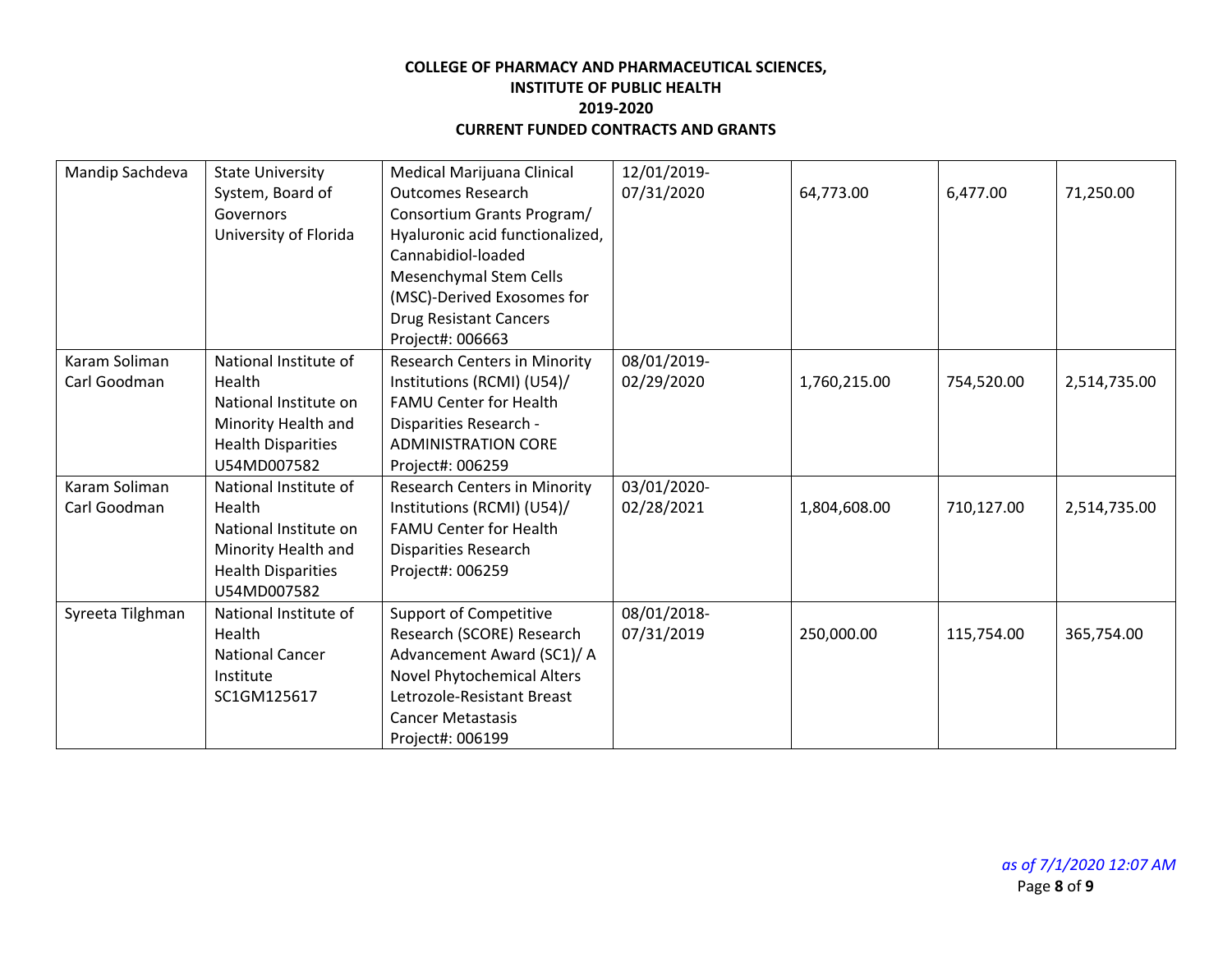**COLLEGE OF PHARMACY AND PHARMACEUTICAL SCIENCES, INSTITUTE OF PUBLIC HEALTH**
**2019-2020**
**CURRENT FUNDED CONTRACTS AND GRANTS**

| | | | | | | |
|---|---|---|---|---|---|---|
| Mandip Sachdeva | State University System, Board of Governors University of Florida | Medical Marijuana Clinical Outcomes Research Consortium Grants Program/ Hyaluronic acid functionalized, Cannabidiol-loaded Mesenchymal Stem Cells (MSC)-Derived Exosomes for Drug Resistant Cancers Project#: 006663 | 12/01/2019-07/31/2020 | 64,773.00 | 6,477.00 | 71,250.00 |
| Karam Soliman Carl Goodman | National Institute of Health National Institute on Minority Health and Health Disparities U54MD007582 | Research Centers in Minority Institutions (RCMI) (U54)/ FAMU Center for Health Disparities Research - ADMINISTRATION CORE Project#: 006259 | 08/01/2019-02/29/2020 | 1,760,215.00 | 754,520.00 | 2,514,735.00 |
| Karam Soliman Carl Goodman | National Institute of Health National Institute on Minority Health and Health Disparities U54MD007582 | Research Centers in Minority Institutions (RCMI) (U54)/ FAMU Center for Health Disparities Research Project#: 006259 | 03/01/2020-02/28/2021 | 1,804,608.00 | 710,127.00 | 2,514,735.00 |
| Syreeta Tilghman | National Institute of Health National Cancer Institute SC1GM125617 | Support of Competitive Research (SCORE) Research Advancement Award (SC1)/ A Novel Phytochemical Alters Letrozole-Resistant Breast Cancer Metastasis Project#: 006199 | 08/01/2018-07/31/2019 | 250,000.00 | 115,754.00 | 365,754.00 |

*as of 7/1/2020 12:07 AM*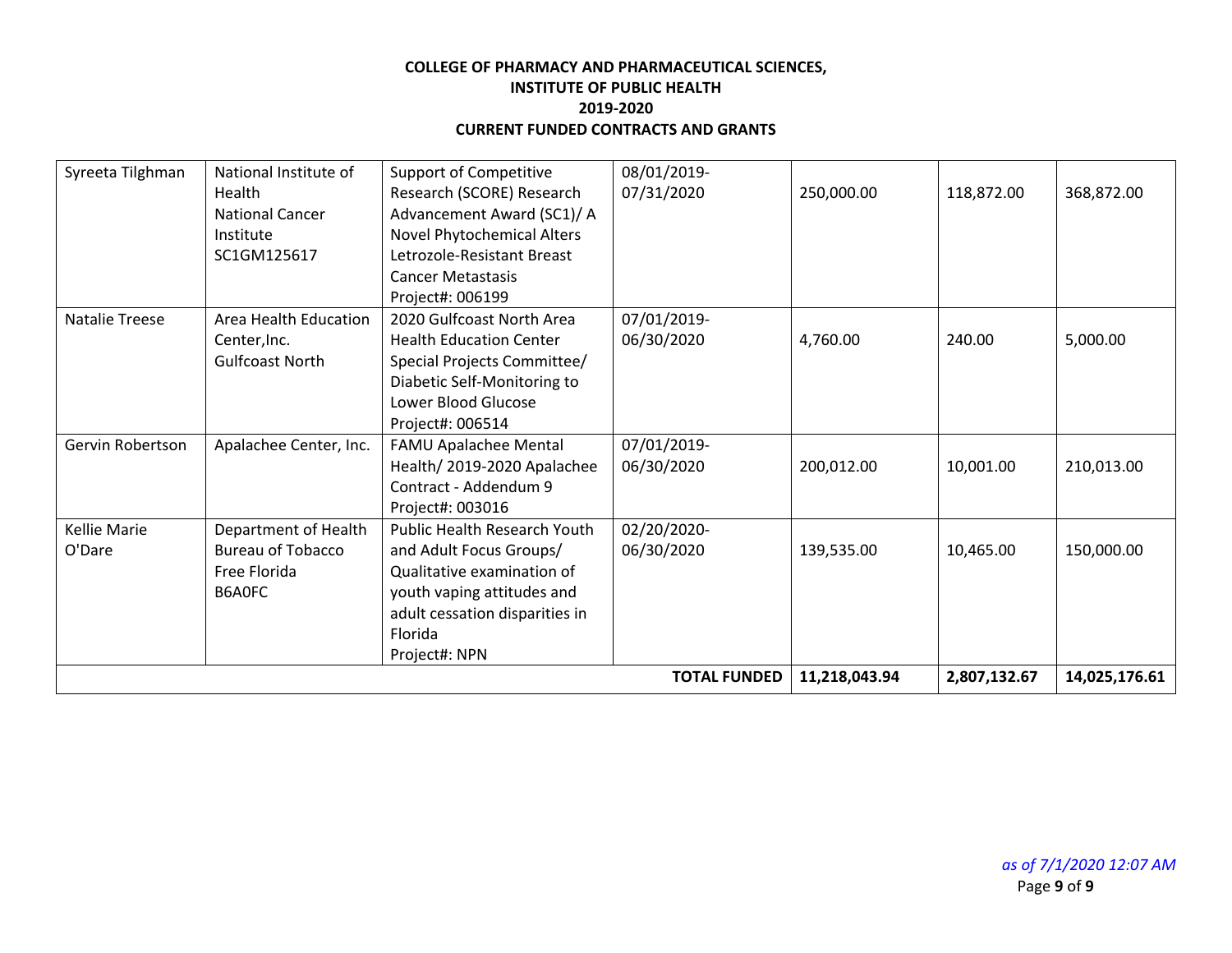**COLLEGE OF PHARMACY AND PHARMACEUTICAL SCIENCES,**
**INSTITUTE OF PUBLIC HEALTH**
**2019-2020**
**CURRENT FUNDED CONTRACTS AND GRANTS**

| | | | | | | |
|---|---|---|---|---|---|---|
| Syreeta Tilghman | National Institute of Health National Cancer Institute SC1GM125617 | Support of Competitive Research (SCORE) Research Advancement Award (SC1)/ A Novel Phytochemical Alters Letrozole-Resistant Breast Cancer Metastasis Project#: 006199 | 08/01/2019-07/31/2020 | 250,000.00 | 118,872.00 | 368,872.00 |
| Natalie Treese | Area Health Education Center,Inc. Gulfcoast North | 2020 Gulfcoast North Area Health Education Center Special Projects Committee/ Diabetic Self-Monitoring to Lower Blood Glucose Project#: 006514 | 07/01/2019-06/30/2020 | 4,760.00 | 240.00 | 5,000.00 |
| Gervin Robertson | Apalachee Center, Inc. | FAMU Apalachee Mental Health/ 2019-2020 Apalachee Contract - Addendum 9 Project#: 003016 | 07/01/2019-06/30/2020 | 200,012.00 | 10,001.00 | 210,013.00 |
| Kellie Marie O'Dare | Department of Health Bureau of Tobacco Free Florida B6A0FC | Public Health Research Youth and Adult Focus Groups/ Qualitative examination of youth vaping attitudes and adult cessation disparities in Florida Project#: NPN | 02/20/2020-06/30/2020 | 139,535.00 | 10,465.00 | 150,000.00 |
| | | | **TOTAL FUNDED** | **11,218,043.94** | **2,807,132.67** | **14,025,176.61** |

*as of 7/1/2020 12:07 AM*